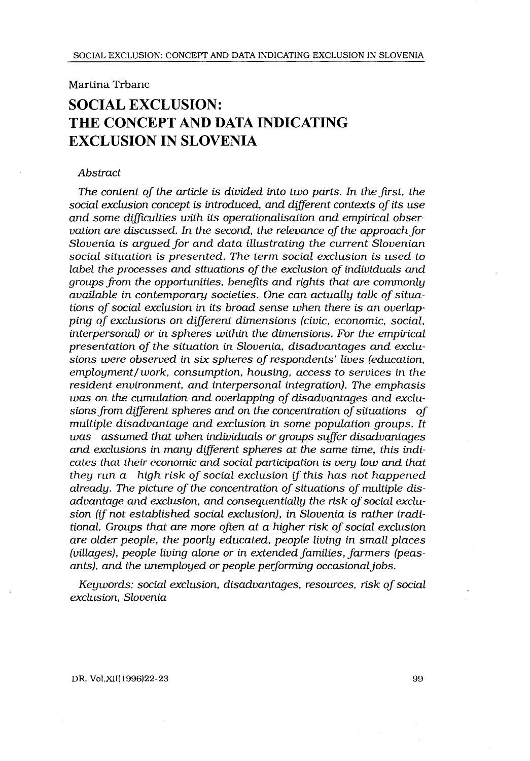Martina Trbanc

# SOCIAL EXCLUSION: THE CONCEPT AND DATA INDICATING EXCLUSION IN SLOVENIA

*Abstract*

*The content of the article is divided into two parts. In the first, the social exclusion concept is introduced, and different contexts of its use and some difficulties with its operationalisation and empirical observation are discussed. In the second, the relevance of the approach for Slovenia is argued for and data illustrating the current Slovenian social situation is presented. The term social exclusion is used to label the processes and situations of the exclusion of individuals and groups from the opportunities, benefits and rights that are commonly available in contemporary societies. One can actually talk of situations of social exclusion in its broad sense when there is an overlapping of exclusions on different dimensions (civic, economic, social, interpersonal) or in spheres within the dimensions. For the empirical presentation of the situation in Slovenia, disadvantages and exclusions were observed in six spheres of respondents' lives (education, employment/work, consumption, housing, access to services in the resident environment, and interpersonal integration). The emphasis was on the cumulation and overlapping of disadvantages and exclusions from different spheres and on the concentration of situations of multiple disadvantage and exclusion in some population groups. It was assumed that when individuals or groups suffer disadvantages and exclusions in many different spheres at the same time, this indicates that their economic and social participation is very low and that they run a high risk of social exclusion if this has not happened already. The picture of the concentration of situations of multiple disadvantage and exclusion, and consequentially the risk of social exclusion (if not established social exclusion), in Slovenia is rather traditional. Groups that are more often at a higher risk of social exclusion are older people, the poorly educated, people living in small places (villages), people living alone or in extended families, farmers (peasants), and the unemployed or people performing occasional jobs.*

*Keywords: social exclusion, disadvantages, resources, risk of social exclusion, Slovenia*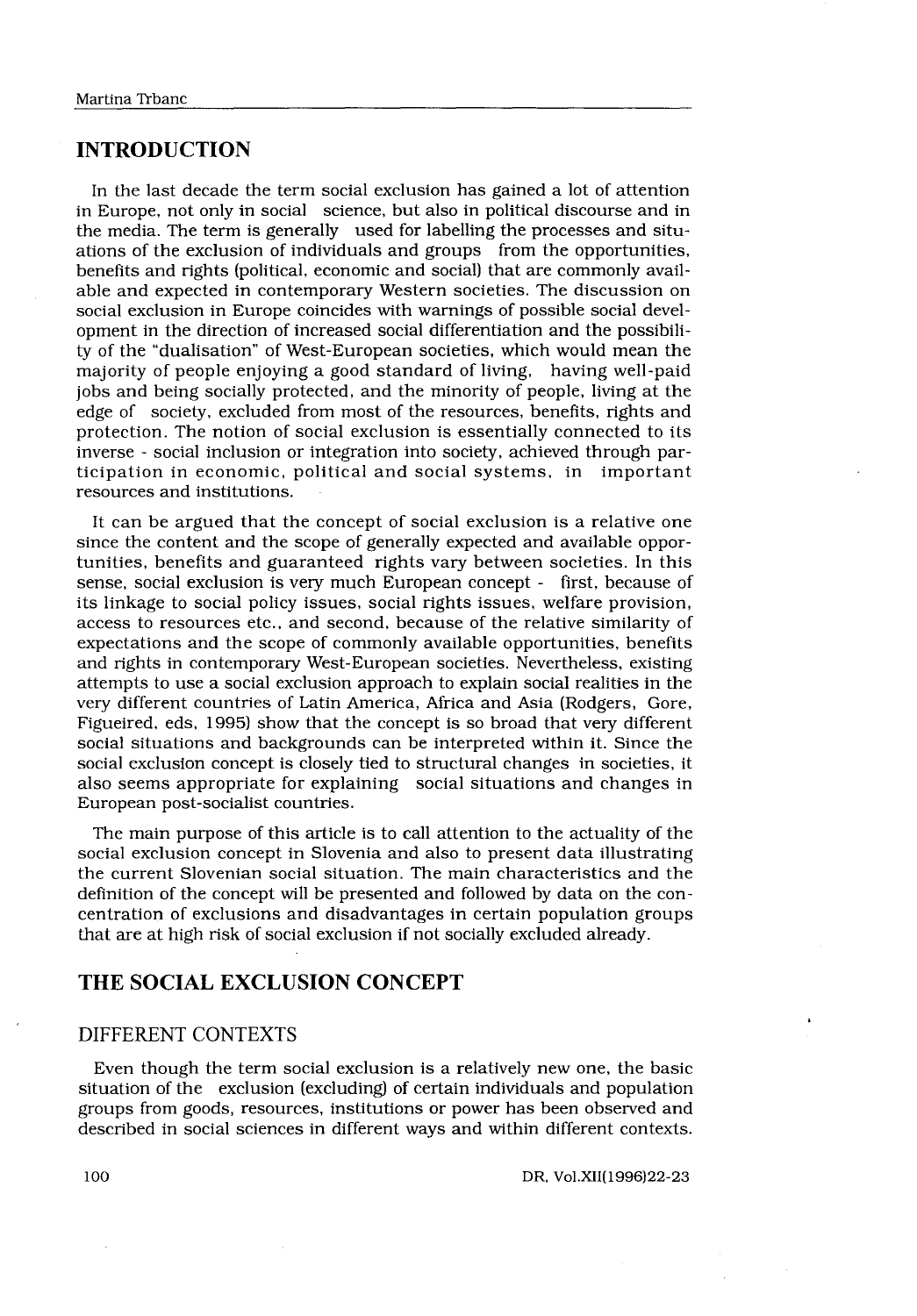## INTRODUCTION

In the last decade the term social exclusion has gained a lot of attention in Europe, not only in social science, but also in political discourse and in the media. The term is generally used for labelling the processes and situations of the exclusion of individuals and groups from the opportunities, benefits and rights (political, economic and social) that are commonly available and expected in contemporary Western societies. The discussion on social exclusion in Europe coincides with warnings of possible social development in the direction of increased social differentiation and the possibility of the "dualisation" of West-European societies, which would mean the majority of people enjoying a good standard of living, having well-paid jobs and being socially protected, and the minority of people, living at the edge of society, excluded from most of the resources, benefits, rights and protection. The notion of social exclusion is essentially connected to its inverse - social inclusion or integration into society, achieved through participation in economic, political and social systems, in important resources and institutions.

It can be argued that the concept of social exclusion is a relative one since the content and the scope of generally expected and available opportunities, benefits and guaranteed rights vary between societies. In this sense, social exclusion is very much European concept - first, because of its linkage to social policy issues, social rights issues, welfare provision, access to resources etc., and second, because of the relative similarity of expectations and the scope of commonly available opportunities, benefits and rights in contemporary West-European societies. Nevertheless, existing attempts to use a social exclusion approach to explain social realities in the very different countries of Latin America, Africa and Asia (Rodgers, Gore, Figueired, eds, 1995) show that the concept is so broad that very different social situations and backgrounds can be interpreted within it. Since the social exclusion concept is closely tied to structural changes in societies, it also seems appropriate for explaining social situations and changes in European post-socialist countries.

The main purpose of this article is to call attention to the actuality of the social exclusion concept in Slovenia and also to present data illustrating the current Slovenian social situation. The main characteristics and the definition of the concept will be presented and followed by data on the concentration of exclusions and disadvantages in certain population groups that are at high risk of social exclusion if not socially excluded already.

## THE SOCIAL EXCLUSION CONCEPT

### DIFFERENT CONTEXTS

Even though the term social exclusion is a relatively new one, the basic situation of the exclusion (excluding) of certain individuals and population groups from goods, resources, institutions or power has been observed and described in social sciences in different ways and within different contexts.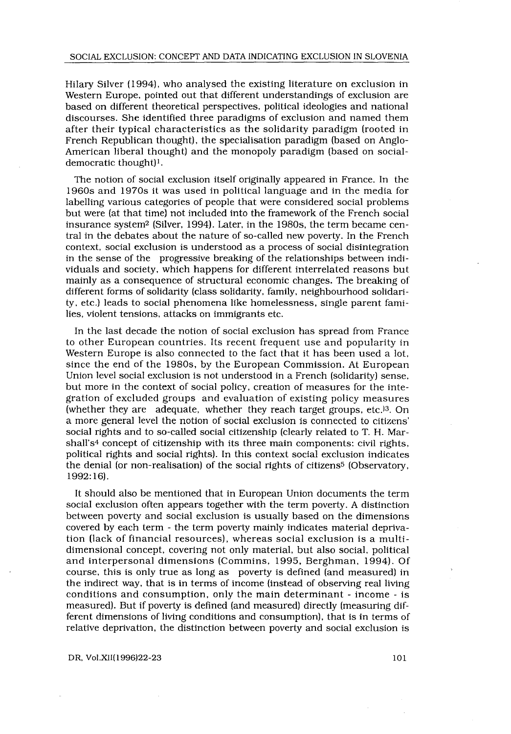Hilary Silver (1994), who analysed the existing literature on exclusion in Western Europe, pointed out that different understandings of exclusion are based on different theoretical perspectives, political ideologies and national discourses. She identified three paradigms of exclusion and named them after their typical characteristics as the solidarity paradigm (rooted in French Republican thought), the specialisation paradigm (based on Anglo-American liberal thought) and the monopoly paradigm (based on social-democratic thought)[1].

The notion of social exclusion itself originally appeared in France. In the 1960s and 1970s it was used in political language and in the media for labelling various categories of people that were considered social problems but were (at that time) not included into the framework of the French social insurance system[2] (Silver, 1994). Later, in the 1980s, the term became central in the debates about the nature of so-called new poverty. In the French context, social exclusion is understood as a process of social disintegration in the sense of the progressive breaking of the relationships between individuals and society, which happens for different interrelated reasons but mainly as a consequence of structural economic changes. The breaking of different forms of solidarity (class solidarity, family, neighbourhood solidarity, etc.) leads to social phenomena like homelessness, single parent families, violent tensions, attacks on immigrants etc.

In the last decade the notion of social exclusion has spread from France to other European countries. Its recent frequent use and popularity in Western Europe is also connected to the fact that it has been used a lot, since the end of the 1980s, by the European Commission. At European Union level social exclusion is not understood in a French (solidarity) sense, but more in the context of social policy, creation of measures for the integration of excluded groups and evaluation of existing policy measures (whether they are adequate, whether they reach target groups, etc.)[3]. On a more general level the notion of social exclusion is connected to citizens' social rights and to so-called social citizenship (clearly related to T. H. Marshall's[4] concept of citizenship with its three main components: civil rights, political rights and social rights). In this context social exclusion indicates the denial (or non-realisation) of the social rights of citizens[5] (Observatory, 1992:16).

It should also be mentioned that in European Union documents the term social exclusion often appears together with the term poverty. A distinction between poverty and social exclusion is usually based on the dimensions covered by each term - the term poverty mainly indicates material deprivation (lack of financial resources), whereas social exclusion is a multi-dimensional concept, covering not only material, but also social, political and interpersonal dimensions (Commins, 1995, Berghman, 1994). Of course, this is only true as long as poverty is defined (and measured) in the indirect way, that is in terms of income (instead of observing real living conditions and consumption, only the main determinant - income - is measured). But if poverty is defined (and measured) directly (measuring different dimensions of living conditions and consumption), that is in terms of relative deprivation, the distinction between poverty and social exclusion is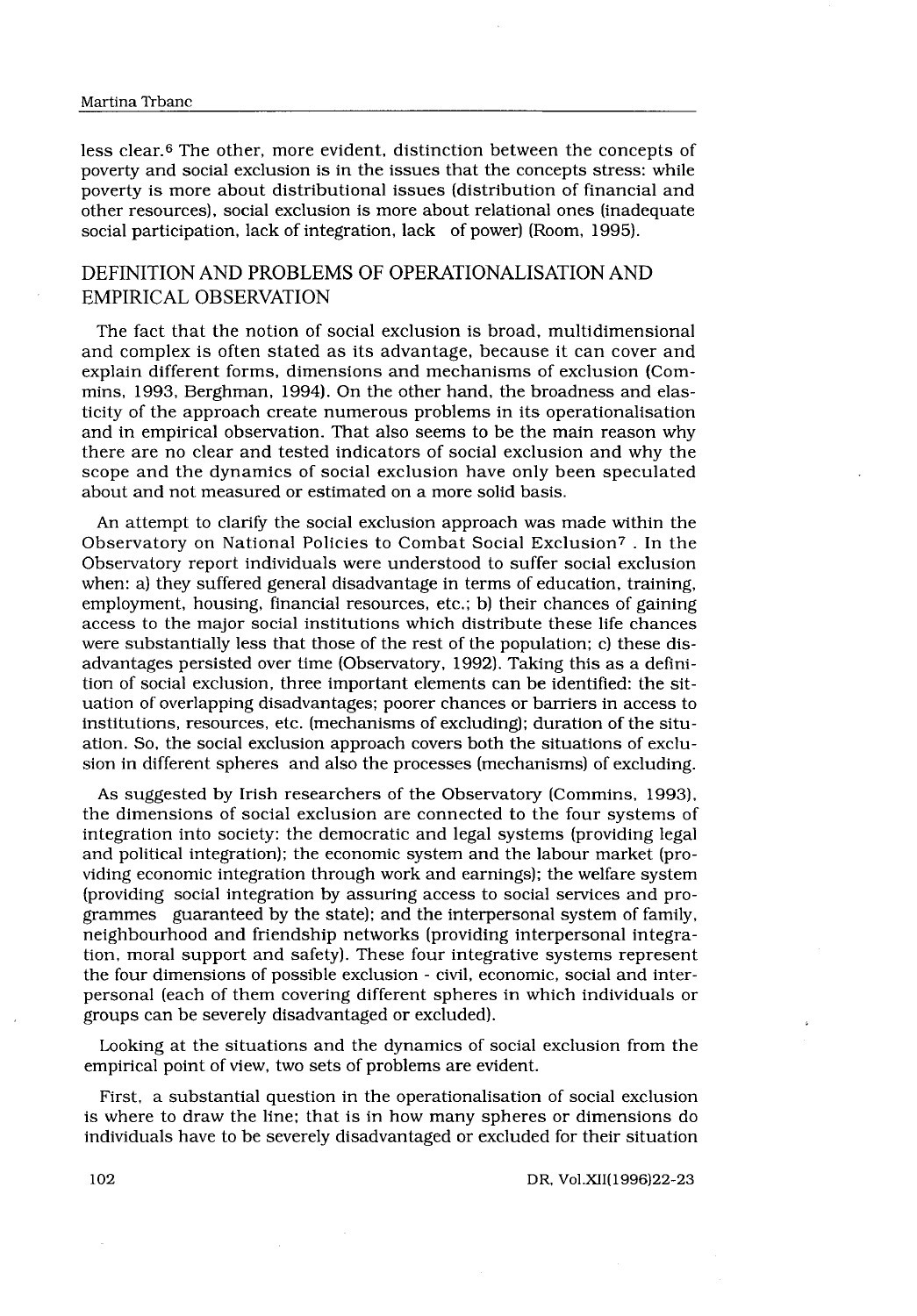less clear.[6] The other, more evident, distinction between the concepts of poverty and social exclusion is in the issues that the concepts stress: while poverty is more about distributional issues (distribution of financial and other resources), social exclusion is more about relational ones (inadequate social participation, lack of integration, lack of power) (Room, 1995).

## DEFINITION AND PROBLEMS OF OPERATIONALISATION AND EMPIRICAL OBSERVATION

The fact that the notion of social exclusion is broad, multidimensional and complex is often stated as its advantage, because it can cover and explain different forms, dimensions and mechanisms of exclusion (Commins, 1993, Berghman, 1994). On the other hand, the broadness and elasticity of the approach create numerous problems in its operationalisation and in empirical observation. That also seems to be the main reason why there are no clear and tested indicators of social exclusion and why the scope and the dynamics of social exclusion have only been speculated about and not measured or estimated on a more solid basis.

An attempt to clarify the social exclusion approach was made within the Observatory on National Policies to Combat Social Exclusion[7] . In the Observatory report individuals were understood to suffer social exclusion when: a) they suffered general disadvantage in terms of education, training, employment, housing, financial resources, etc.; b) their chances of gaining access to the major social institutions which distribute these life chances were substantially less that those of the rest of the population; c) these disadvantages persisted over time (Observatory, 1992). Taking this as a definition of social exclusion, three important elements can be identified: the situation of overlapping disadvantages; poorer chances or barriers in access to institutions, resources, etc. (mechanisms of excluding); duration of the situation. So, the social exclusion approach covers both the situations of exclusion in different spheres and also the processes (mechanisms) of excluding.

As suggested by Irish researchers of the Observatory (Commins, 1993), the dimensions of social exclusion are connected to the four systems of integration into society: the democratic and legal systems (providing legal and political integration); the economic system and the labour market (providing economic integration through work and earnings); the welfare system (providing social integration by assuring access to social services and programmes guaranteed by the state); and the interpersonal system of family, neighbourhood and friendship networks (providing interpersonal integration, moral support and safety). These four integrative systems represent the four dimensions of possible exclusion - civil, economic, social and interpersonal (each of them covering different spheres in which individuals or groups can be severely disadvantaged or excluded).

Looking at the situations and the dynamics of social exclusion from the empirical point of view, two sets of problems are evident.

First, a substantial question in the operationalisation of social exclusion is where to draw the line; that is in how many spheres or dimensions do individuals have to be severely disadvantaged or excluded for their situation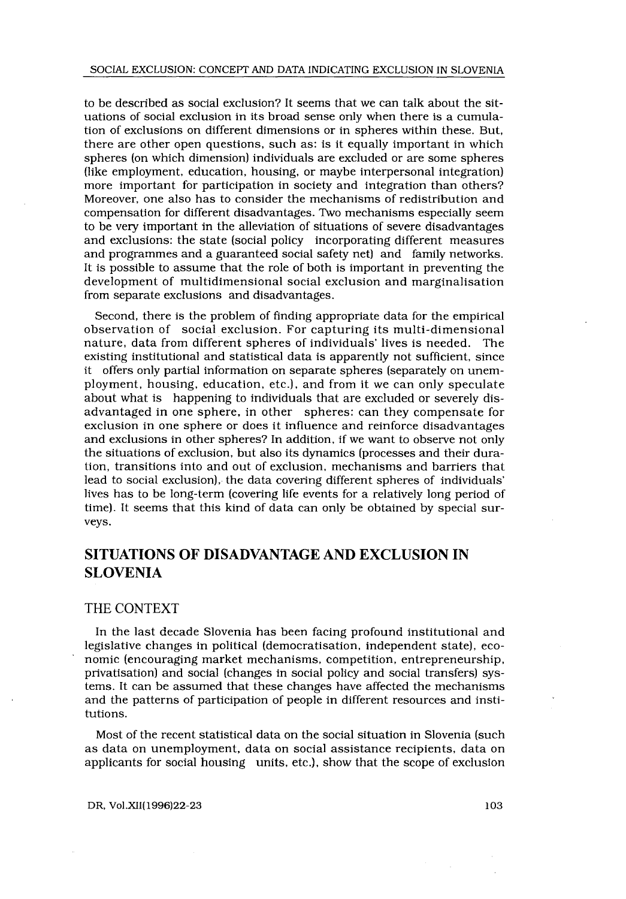to be described as social exclusion? It seems that we can talk about the situations of social exclusion in its broad sense only when there is a cumulation of exclusions on different dimensions or in spheres within these. But, there are other open questions, such as: is it equally important in which spheres (on which dimension) individuals are excluded or are some spheres (like employment, education, housing, or maybe interpersonal integration) more important for participation in society and integration than others? Moreover, one also has to consider the mechanisms of redistribution and compensation for different disadvantages. Two mechanisms especially seem to be very important in the alleviation of situations of severe disadvantages and exclusions: the state (social policy incorporating different measures and programmes and a guaranteed social safety net) and family networks. It is possible to assume that the role of both is important in preventing the development of multidimensional social exclusion and marginalisation from separate exclusions and disadvantages.

Second, there is the problem of finding appropriate data for the empirical observation of social exclusion. For capturing its multi-dimensional nature, data from different spheres of individuals' lives is needed. The existing institutional and statistical data is apparently not sufficient, since it offers only partial information on separate spheres (separately on unemployment, housing, education, etc.), and from it we can only speculate about what is happening to individuals that are excluded or severely disadvantaged in one sphere, in other spheres: can they compensate for exclusion in one sphere or does it influence and reinforce disadvantages and exclusions in other spheres? In addition, if we want to observe not only the situations of exclusion, but also its dynamics (processes and their duration, transitions into and out of exclusion, mechanisms and barriers that lead to social exclusion), the data covering different spheres of individuals' lives has to be long-term (covering life events for a relatively long period of time). It seems that this kind of data can only be obtained by special surveys.

## SITUATIONS OF DISADVANTAGE AND EXCLUSION IN SLOVENIA

### THE CONTEXT

In the last decade Slovenia has been facing profound institutional and legislative changes in political (democratisation, independent state), economic (encouraging market mechanisms, competition, entrepreneurship, privatisation) and social (changes in social policy and social transfers) systems. It can be assumed that these changes have affected the mechanisms and the patterns of participation of people in different resources and institutions.

Most of the recent statistical data on the social situation in Slovenia (such as data on unemployment, data on social assistance recipients, data on applicants for social housing units, etc.), show that the scope of exclusion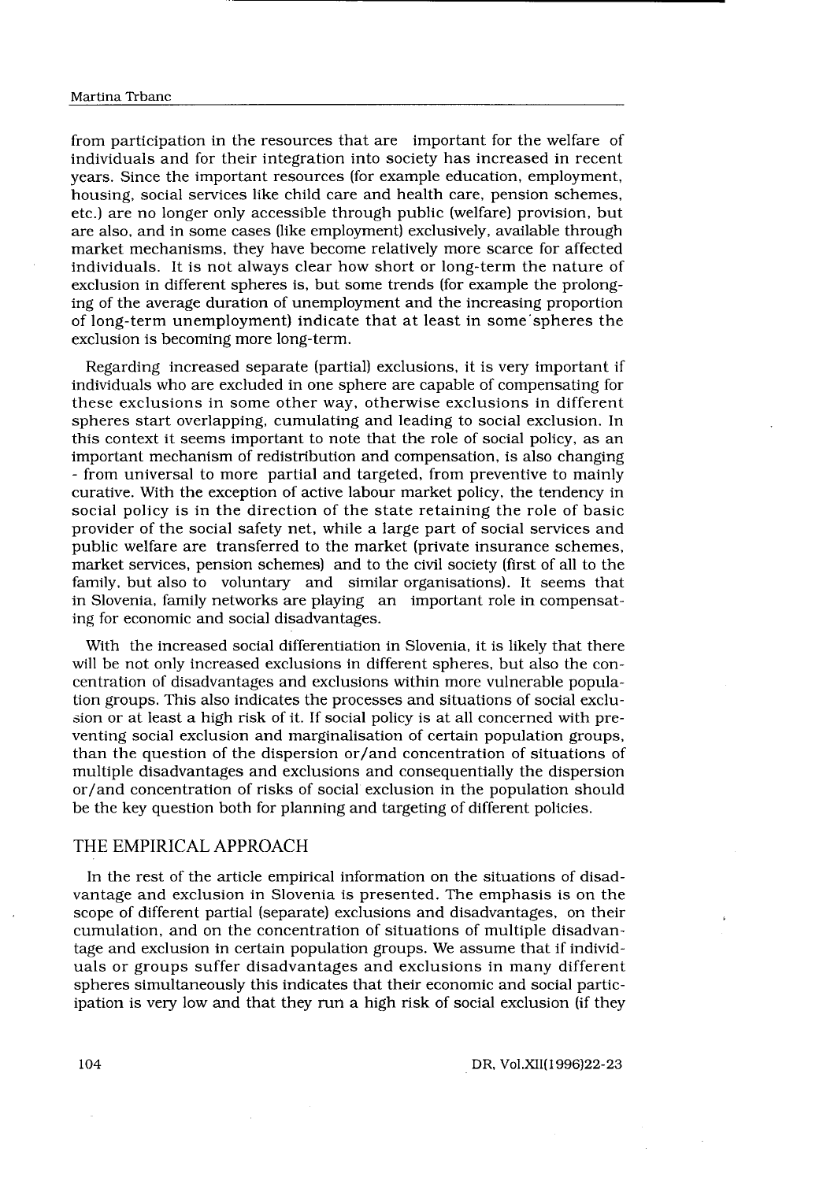from participation in the resources that are important for the welfare of individuals and for their integration into society has increased in recent years. Since the important resources (for example education, employment, housing, social services like child care and health care, pension schemes, etc.) are no longer only accessible through public (welfare) provision, but are also, and in some cases (like employment) exclusively, available through market mechanisms, they have become relatively more scarce for affected individuals. It is not always clear how short or long-term the nature of exclusion in different spheres is, but some trends (for example the prolonging of the average duration of unemployment and the increasing proportion of long-term unemployment) indicate that at least in some spheres the exclusion is becoming more long-term.

Regarding increased separate (partial) exclusions, it is very important if individuals who are excluded in one sphere are capable of compensating for these exclusions in some other way, otherwise exclusions in different spheres start overlapping, cumulating and leading to social exclusion. In this context it seems important to note that the role of social policy, as an important mechanism of redistribution and compensation, is also changing - from universal to more partial and targeted, from preventive to mainly curative. With the exception of active labour market policy, the tendency in social policy is in the direction of the state retaining the role of basic provider of the social safety net, while a large part of social services and public welfare are transferred to the market (private insurance schemes, market services, pension schemes) and to the civil society (first of all to the family, but also to voluntary and similar organisations). It seems that in Slovenia, family networks are playing an important role in compensating for economic and social disadvantages.

With the increased social differentiation in Slovenia, it is likely that there will be not only increased exclusions in different spheres, but also the concentration of disadvantages and exclusions within more vulnerable population groups. This also indicates the processes and situations of social exclusion or at least a high risk of it. If social policy is at all concerned with preventing social exclusion and marginalisation of certain population groups, than the question of the dispersion or/and concentration of situations of multiple disadvantages and exclusions and consequentially the dispersion or/and concentration of risks of social exclusion in the population should be the key question both for planning and targeting of different policies.

## THE EMPIRICAL APPROACH

In the rest of the article empirical information on the situations of disadvantage and exclusion in Slovenia is presented. The emphasis is on the scope of different partial (separate) exclusions and disadvantages, on their cumulation, and on the concentration of situations of multiple disadvantage and exclusion in certain population groups. We assume that if individuals or groups suffer disadvantages and exclusions in many different spheres simultaneously this indicates that their economic and social participation is very low and that they run a high risk of social exclusion (if they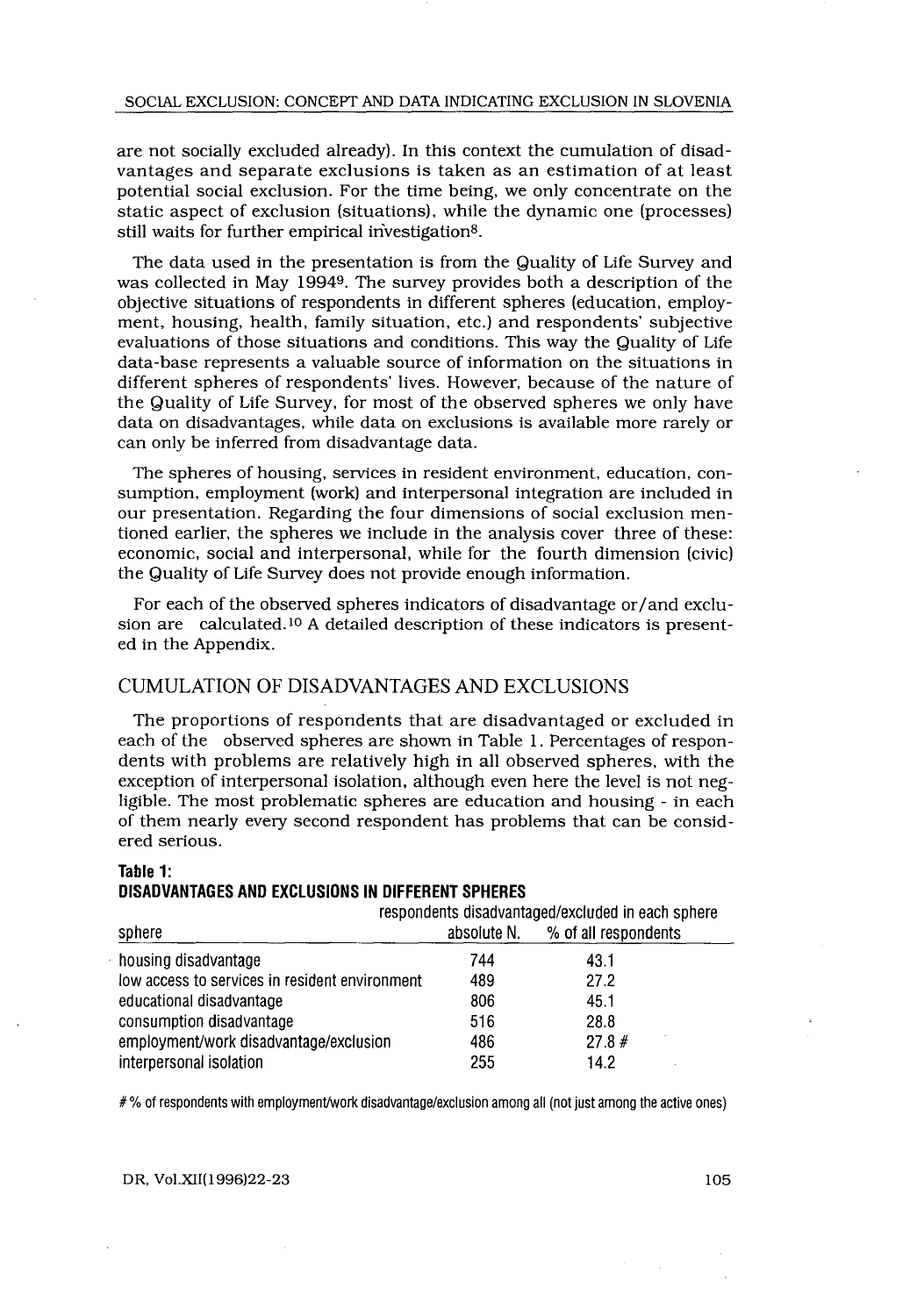are not socially excluded already). In this context the cumulation of disadvantages and separate exclusions is taken as an estimation of at least potential social exclusion. For the time being, we only concentrate on the static aspect of exclusion (situations), while the dynamic one (processes) still waits for further empirical investigation[8].

The data used in the presentation is from the Quality of Life Survey and was collected in May 1994[9]. The survey provides both a description of the objective situations of respondents in different spheres (education, employment, housing, health, family situation, etc.) and respondents' subjective evaluations of those situations and conditions. This way the Quality of Life data-base represents a valuable source of information on the situations in different spheres of respondents' lives. However, because of the nature of the Quality of Life Survey, for most of the observed spheres we only have data on disadvantages, while data on exclusions is available more rarely or can only be inferred from disadvantage data.

The spheres of housing, services in resident environment, education, consumption, employment (work) and interpersonal integration are included in our presentation. Regarding the four dimensions of social exclusion mentioned earlier, the spheres we include in the analysis cover three of these: economic, social and interpersonal, while for the fourth dimension (civic) the Quality of Life Survey does not provide enough information.

For each of the observed spheres indicators of disadvantage or/and exclusion are calculated.[10] A detailed description of these indicators is presented in the Appendix.

## CUMULATION OF DISADVANTAGES AND EXCLUSIONS

The proportions of respondents that are disadvantaged or excluded in each of the observed spheres are shown in Table 1. Percentages of respondents with problems are relatively high in all observed spheres, with the exception of interpersonal isolation, although even here the level is not negligible. The most problematic spheres are education and housing - in each of them nearly every second respondent has problems that can be considered serious.

**Table 1:**
**DISADVANTAGES AND EXCLUSIONS IN DIFFERENT SPHERES**

| | respondents disadvantaged/excluded in each sphere | |
|---|---|---|
| sphere | absolute N. | % of all respondents |
| housing disadvantage | 744 | 43.1 |
| low access to services in resident environment | 489 | 27.2 |
| educational disadvantage | 806 | 45.1 |
| consumption disadvantage | 516 | 28.8 |
| employment/work disadvantage/exclusion | 486 | 27.8 # |
| interpersonal isolation | 255 | 14.2 |

# % of respondents with employment/work disadvantage/exclusion among all (not just among the active ones)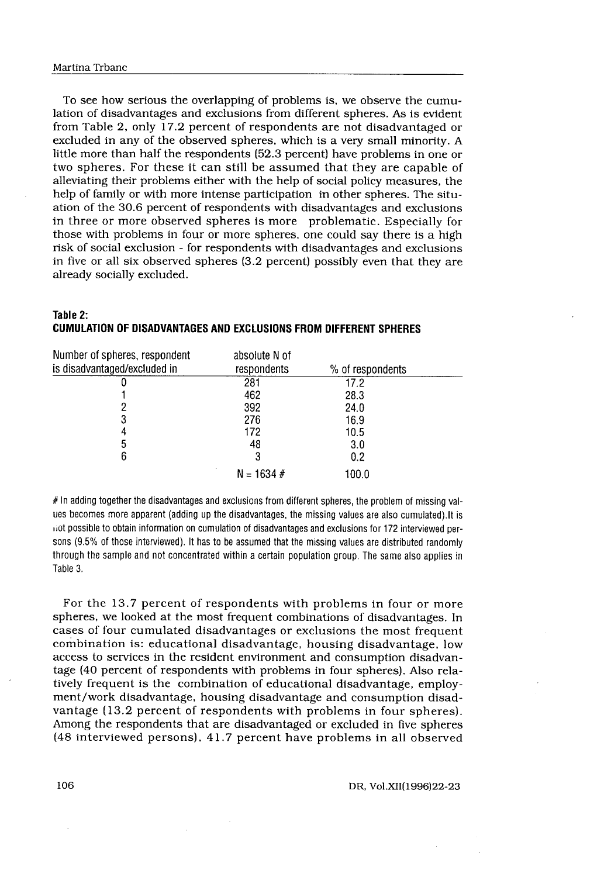To see how serious the overlapping of problems is, we observe the cumulation of disadvantages and exclusions from different spheres. As is evident from Table 2, only 17.2 percent of respondents are not disadvantaged or excluded in any of the observed spheres, which is a very small minority. A little more than half the respondents (52.3 percent) have problems in one or two spheres. For these it can still be assumed that they are capable of alleviating their problems either with the help of social policy measures, the help of family or with more intense participation in other spheres. The situation of the 30.6 percent of respondents with disadvantages and exclusions in three or more observed spheres is more problematic. Especially for those with problems in four or more spheres, one could say there is a high risk of social exclusion - for respondents with disadvantages and exclusions in five or all six observed spheres (3.2 percent) possibly even that they are already socially excluded.

**Table 2:**
**CUMULATION OF DISADVANTAGES AND EXCLUSIONS FROM DIFFERENT SPHERES**

| Number of spheres, respondent is disadvantaged/excluded in | absolute N of respondents | % of respondents |
|---|---|---|
| 0 | 281 | 17.2 |
| 1 | 462 | 28.3 |
| 2 | 392 | 24.0 |
| 3 | 276 | 16.9 |
| 4 | 172 | 10.5 |
| 5 | 48 | 3.0 |
| 6 | 3 | 0.2 |
| | N = 1634 # | 100.0 |

# In adding together the disadvantages and exclusions from different spheres, the problem of missing values becomes more apparent (adding up the disadvantages, the missing values are also cumulated). It is not possible to obtain information on cumulation of disadvantages and exclusions for 172 interviewed persons (9.5% of those interviewed). It has to be assumed that the missing values are distributed randomly through the sample and not concentrated within a certain population group. The same also applies in Table 3.

For the 13.7 percent of respondents with problems in four or more spheres, we looked at the most frequent combinations of disadvantages. In cases of four cumulated disadvantages or exclusions the most frequent combination is: educational disadvantage, housing disadvantage, low access to services in the resident environment and consumption disadvantage (40 percent of respondents with problems in four spheres). Also relatively frequent is the combination of educational disadvantage, employment/work disadvantage, housing disadvantage and consumption disadvantage (13.2 percent of respondents with problems in four spheres). Among the respondents that are disadvantaged or excluded in five spheres (48 interviewed persons), 41.7 percent have problems in all observed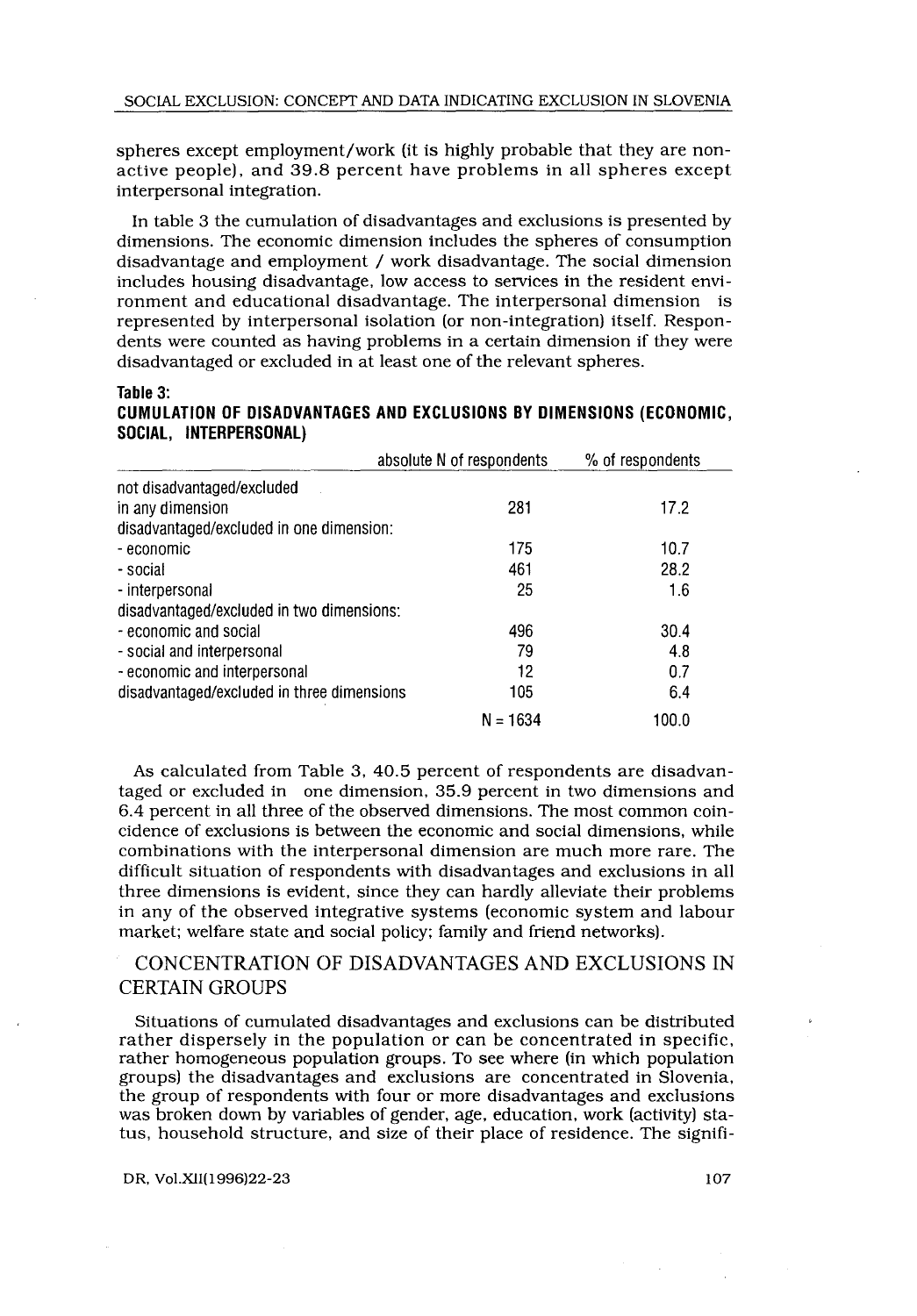spheres except employment/work (it is highly probable that they are non-active people), and 39.8 percent have problems in all spheres except interpersonal integration.

In table 3 the cumulation of disadvantages and exclusions is presented by dimensions. The economic dimension includes the spheres of consumption disadvantage and employment / work disadvantage. The social dimension includes housing disadvantage, low access to services in the resident environment and educational disadvantage. The interpersonal dimension is represented by interpersonal isolation (or non-integration) itself. Respondents were counted as having problems in a certain dimension if they were disadvantaged or excluded in at least one of the relevant spheres.

**Table 3:**
**CUMULATION OF DISADVANTAGES AND EXCLUSIONS BY DIMENSIONS (ECONOMIC, SOCIAL, INTERPERSONAL)**

| | absolute N of respondents | % of respondents |
|---|---|---|
| not disadvantaged/excluded in any dimension | 281 | 17.2 |
| disadvantaged/excluded in one dimension: | | |
| - economic | 175 | 10.7 |
| - social | 461 | 28.2 |
| - interpersonal | 25 | 1.6 |
| disadvantaged/excluded in two dimensions: | | |
| - economic and social | 496 | 30.4 |
| - social and interpersonal | 79 | 4.8 |
| - economic and interpersonal | 12 | 0.7 |
| disadvantaged/excluded in three dimensions | 105 | 6.4 |
| | N = 1634 | 100.0 |

As calculated from Table 3, 40.5 percent of respondents are disadvantaged or excluded in one dimension, 35.9 percent in two dimensions and 6.4 percent in all three of the observed dimensions. The most common coincidence of exclusions is between the economic and social dimensions, while combinations with the interpersonal dimension are much more rare. The difficult situation of respondents with disadvantages and exclusions in all three dimensions is evident, since they can hardly alleviate their problems in any of the observed integrative systems (economic system and labour market; welfare state and social policy; family and friend networks).

## CONCENTRATION OF DISADVANTAGES AND EXCLUSIONS IN CERTAIN GROUPS

Situations of cumulated disadvantages and exclusions can be distributed rather dispersely in the population or can be concentrated in specific, rather homogeneous population groups. To see where (in which population groups) the disadvantages and exclusions are concentrated in Slovenia, the group of respondents with four or more disadvantages and exclusions was broken down by variables of gender, age, education, work (activity) status, household structure, and size of their place of residence. The signifi-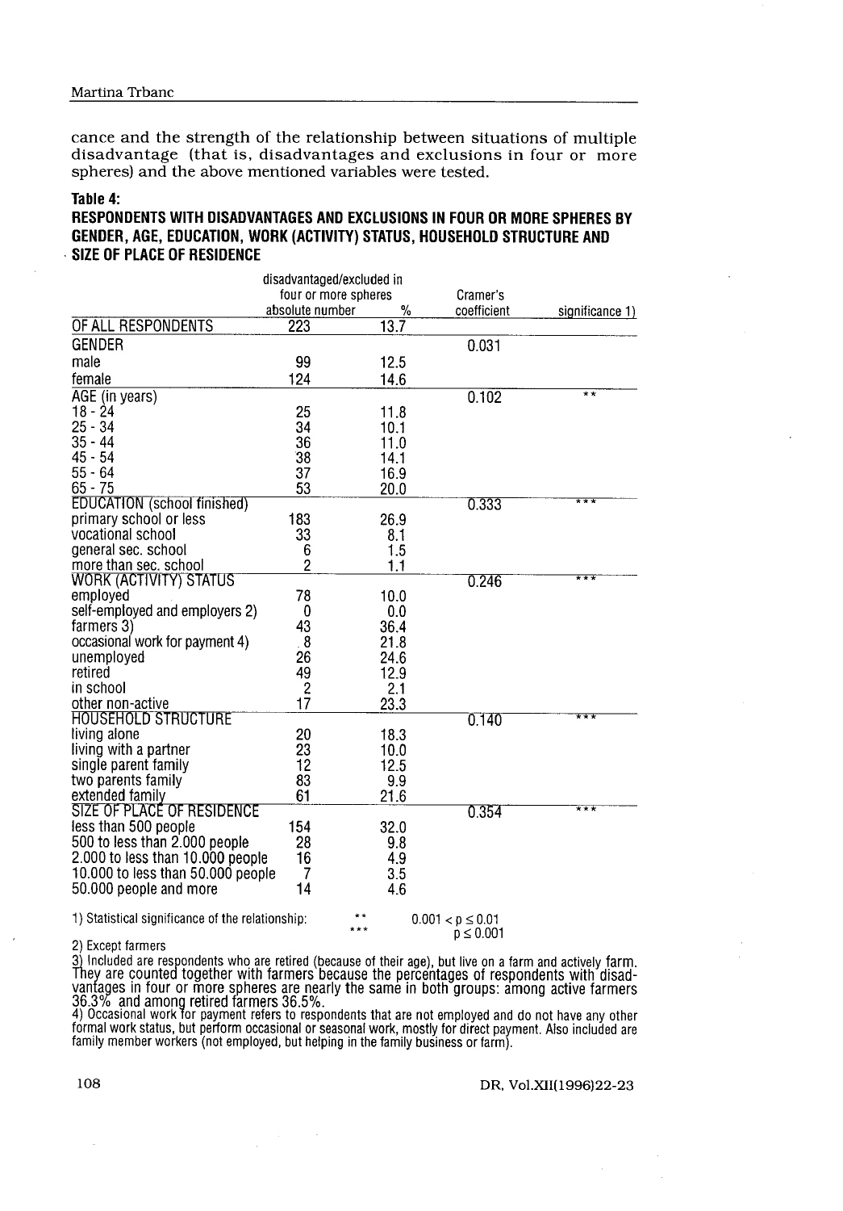cance and the strength of the relationship between situations of multiple disadvantage (that is, disadvantages and exclusions in four or more spheres) and the above mentioned variables were tested.

**Table 4:**

**RESPONDENTS WITH DISADVANTAGES AND EXCLUSIONS IN FOUR OR MORE SPHERES BY GENDER, AGE, EDUCATION, WORK (ACTIVITY) STATUS, HOUSEHOLD STRUCTURE AND SIZE OF PLACE OF RESIDENCE**

| | disadvantaged/excluded in four or more spheres | | Cramer's | |
|---|---|---|---|---|
| | absolute number | % | coefficient | significance 1) |
| OF ALL RESPONDENTS | 223 | 13.7 | | |
| GENDER | | | 0.031 | |
| male | 99 | 12.5 | | |
| female | 124 | 14.6 | | |
| AGE (in years) | | | 0.102 | ** |
| 18 - 24 | 25 | 11.8 | | |
| 25 - 34 | 34 | 10.1 | | |
| 35 - 44 | 36 | 11.0 | | |
| 45 - 54 | 38 | 14.1 | | |
| 55 - 64 | 37 | 16.9 | | |
| 65 - 75 | 53 | 20.0 | | |
| EDUCATION (school finished) | | | 0.333 | *** |
| primary school or less | 183 | 26.9 | | |
| vocational school | 33 | 8.1 | | |
| general sec. school | 6 | 1.5 | | |
| more than sec. school | 2 | 1.1 | | |
| WORK (ACTIVITY) STATUS | | | 0.246 | *** |
| employed | 78 | 10.0 | | |
| self-employed and employers 2) | 0 | 0.0 | | |
| farmers 3) | 43 | 36.4 | | |
| occasional work for payment 4) | 8 | 21.8 | | |
| unemployed | 26 | 24.6 | | |
| retired | 49 | 12.9 | | |
| in school | 2 | 2.1 | | |
| other non-active | 17 | 23.3 | | |
| HOUSEHOLD STRUCTURE | | | 0.140 | *** |
| living alone | 20 | 18.3 | | |
| living with a partner | 23 | 10.0 | | |
| single parent family | 12 | 12.5 | | |
| two parents family | 83 | 9.9 | | |
| extended family | 61 | 21.6 | | |
| SIZE OF PLACE OF RESIDENCE | | | 0.354 | *** |
| less than 500 people | 154 | 32.0 | | |
| 500 to less than 2.000 people | 28 | 9.8 | | |
| 2.000 to less than 10.000 people | 16 | 4.9 | | |
| 10.000 to less than 50.000 people | 7 | 3.5 | | |
| 50.000 people and more | 14 | 4.6 | | |

1) Statistical significance of the relationship: ** $0.001 < p \leq 0.01$; *** $p \leq 0.001$

2) Except farmers

3) Included are respondents who are retired (because of their age), but live on a farm and actively farm. They are counted together with farmers because the percentages of respondents with disadvantages in four or more spheres are nearly the same in both groups: among active farmers 36.3% and among retired farmers 36.5%.

4) Occasional work for payment refers to respondents that are not employed and do not have any other formal work status, but perform occasional or seasonal work, mostly for direct payment. Also included are family member workers (not employed, but helping in the family business or farm).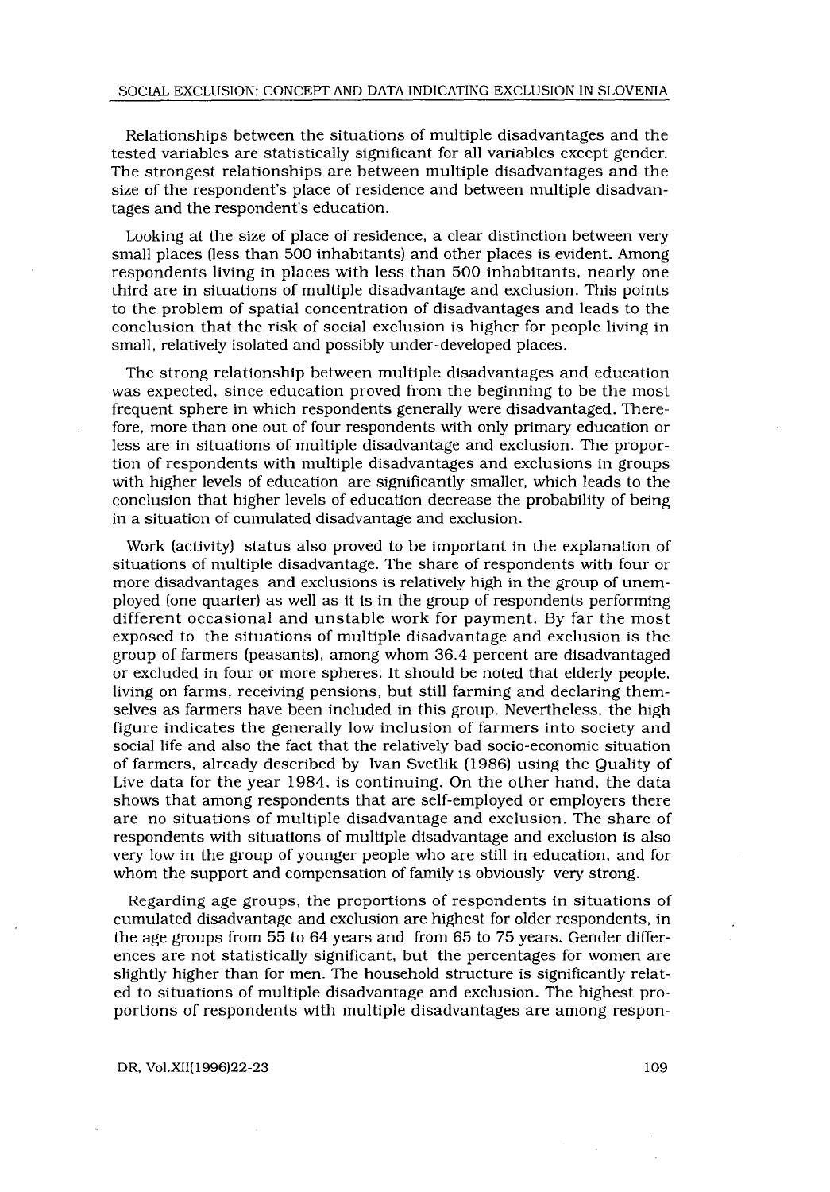Relationships between the situations of multiple disadvantages and the tested variables are statistically significant for all variables except gender. The strongest relationships are between multiple disadvantages and the size of the respondent's place of residence and between multiple disadvantages and the respondent's education.

Looking at the size of place of residence, a clear distinction between very small places (less than 500 inhabitants) and other places is evident. Among respondents living in places with less than 500 inhabitants, nearly one third are in situations of multiple disadvantage and exclusion. This points to the problem of spatial concentration of disadvantages and leads to the conclusion that the risk of social exclusion is higher for people living in small, relatively isolated and possibly under-developed places.

The strong relationship between multiple disadvantages and education was expected, since education proved from the beginning to be the most frequent sphere in which respondents generally were disadvantaged. Therefore, more than one out of four respondents with only primary education or less are in situations of multiple disadvantage and exclusion. The proportion of respondents with multiple disadvantages and exclusions in groups with higher levels of education are significantly smaller, which leads to the conclusion that higher levels of education decrease the probability of being in a situation of cumulated disadvantage and exclusion.

Work (activity) status also proved to be important in the explanation of situations of multiple disadvantage. The share of respondents with four or more disadvantages and exclusions is relatively high in the group of unemployed (one quarter) as well as it is in the group of respondents performing different occasional and unstable work for payment. By far the most exposed to the situations of multiple disadvantage and exclusion is the group of farmers (peasants), among whom 36.4 percent are disadvantaged or excluded in four or more spheres. It should be noted that elderly people, living on farms, receiving pensions, but still farming and declaring themselves as farmers have been included in this group. Nevertheless, the high figure indicates the generally low inclusion of farmers into society and social life and also the fact that the relatively bad socio-economic situation of farmers, already described by Ivan Svetlik (1986) using the Quality of Live data for the year 1984, is continuing. On the other hand, the data shows that among respondents that are self-employed or employers there are no situations of multiple disadvantage and exclusion. The share of respondents with situations of multiple disadvantage and exclusion is also very low in the group of younger people who are still in education, and for whom the support and compensation of family is obviously very strong.

Regarding age groups, the proportions of respondents in situations of cumulated disadvantage and exclusion are highest for older respondents, in the age groups from 55 to 64 years and from 65 to 75 years. Gender differences are not statistically significant, but the percentages for women are slightly higher than for men. The household structure is significantly related to situations of multiple disadvantage and exclusion. The highest proportions of respondents with multiple disadvantages are among respon-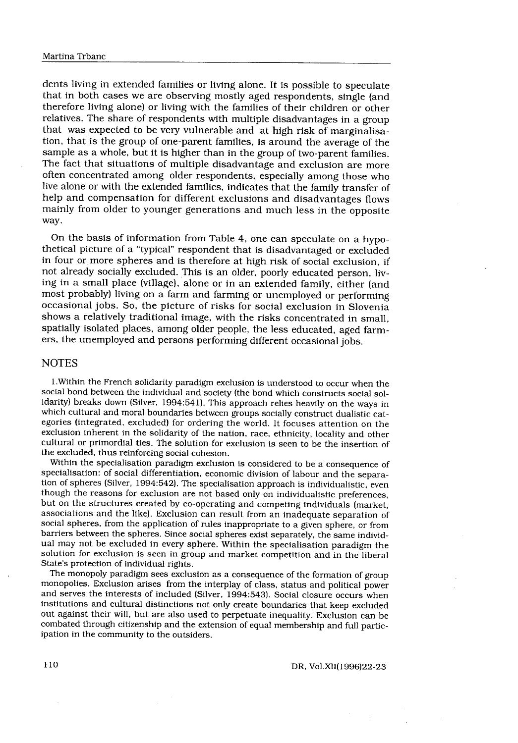dents living in extended families or living alone. It is possible to speculate that in both cases we are observing mostly aged respondents, single (and therefore living alone) or living with the families of their children or other relatives. The share of respondents with multiple disadvantages in a group that was expected to be very vulnerable and at high risk of marginalisation, that is the group of one-parent families, is around the average of the sample as a whole, but it is higher than in the group of two-parent families. The fact that situations of multiple disadvantage and exclusion are more often concentrated among older respondents, especially among those who live alone or with the extended families, indicates that the family transfer of help and compensation for different exclusions and disadvantages flows mainly from older to younger generations and much less in the opposite way.

On the basis of information from Table 4, one can speculate on a hypothetical picture of a "typical" respondent that is disadvantaged or excluded in four or more spheres and is therefore at high risk of social exclusion, if not already socially excluded. This is an older, poorly educated person, living in a small place (village), alone or in an extended family, either (and most probably) living on a farm and farming or unemployed or performing occasional jobs. So, the picture of risks for social exclusion in Slovenia shows a relatively traditional image, with the risks concentrated in small, spatially isolated places, among older people, the less educated, aged farmers, the unemployed and persons performing different occasional jobs.

## NOTES

1. Within the French solidarity paradigm exclusion is understood to occur when the social bond between the individual and society (the bond which constructs social solidarity) breaks down (Silver, 1994:541). This approach relies heavily on the ways in which cultural and moral boundaries between groups socially construct dualistic categories (integrated, excluded) for ordering the world. It focuses attention on the exclusion inherent in the solidarity of the nation, race, ethnicity, locality and other cultural or primordial ties. The solution for exclusion is seen to be the insertion of the excluded, thus reinforcing social cohesion.

Within the specialisation paradigm exclusion is considered to be a consequence of specialisation: of social differentiation, economic division of labour and the separation of spheres (Silver, 1994:542). The specialisation approach is individualistic, even though the reasons for exclusion are not based only on individualistic preferences, but on the structures created by co-operating and competing individuals (market, associations and the like). Exclusion can result from an inadequate separation of social spheres, from the application of rules inappropriate to a given sphere, or from barriers between the spheres. Since social spheres exist separately, the same individual may not be excluded in every sphere. Within the specialisation paradigm the solution for exclusion is seen in group and market competition and in the liberal State's protection of individual rights.

The monopoly paradigm sees exclusion as a consequence of the formation of group monopolies. Exclusion arises from the interplay of class, status and political power and serves the interests of included (Silver, 1994:543). Social closure occurs when institutions and cultural distinctions not only create boundaries that keep excluded out against their will, but are also used to perpetuate inequality. Exclusion can be combated through citizenship and the extension of equal membership and full participation in the community to the outsiders.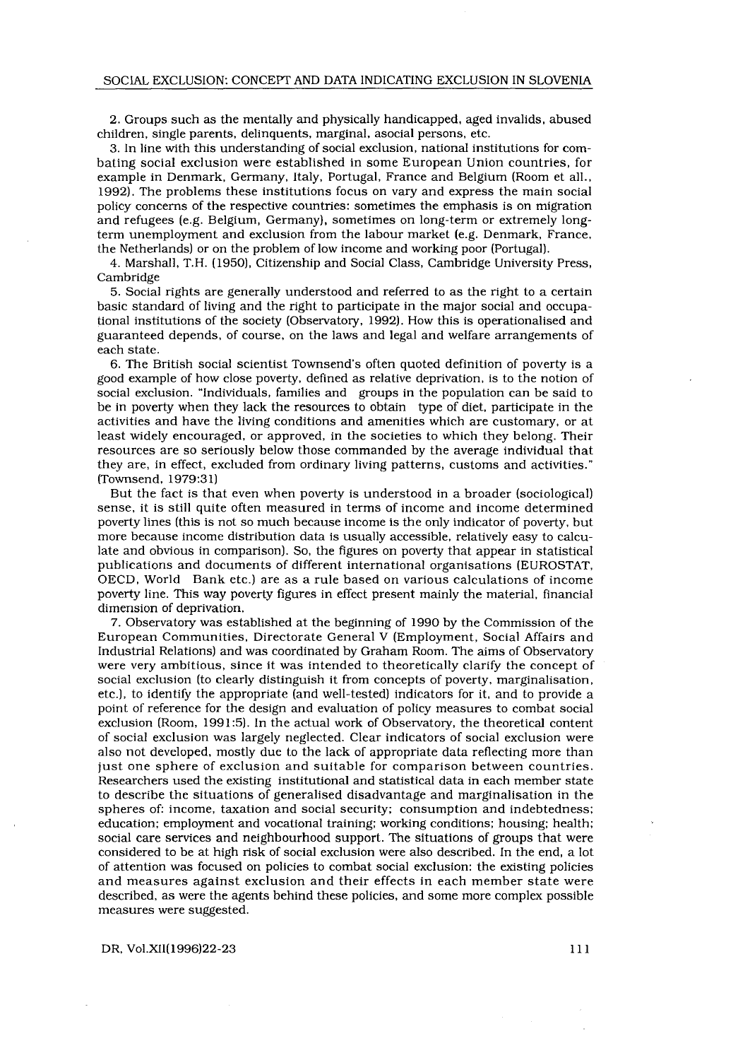2. Groups such as the mentally and physically handicapped, aged invalids, abused children, single parents, delinquents, marginal, asocial persons, etc.

3. In line with this understanding of social exclusion, national institutions for combating social exclusion were established in some European Union countries, for example in Denmark, Germany, Italy, Portugal, France and Belgium (Room et all., 1992). The problems these institutions focus on vary and express the main social policy concerns of the respective countries: sometimes the emphasis is on migration and refugees (e.g. Belgium, Germany), sometimes on long-term or extremely long-term unemployment and exclusion from the labour market (e.g. Denmark, France, the Netherlands) or on the problem of low income and working poor (Portugal).

4. Marshall, T.H. (1950), Citizenship and Social Class, Cambridge University Press, Cambridge

5. Social rights are generally understood and referred to as the right to a certain basic standard of living and the right to participate in the major social and occupational institutions of the society (Observatory, 1992). How this is operationalised and guaranteed depends, of course, on the laws and legal and welfare arrangements of each state.

6. The British social scientist Townsend's often quoted definition of poverty is a good example of how close poverty, defined as relative deprivation, is to the notion of social exclusion. "Individuals, families and groups in the population can be said to be in poverty when they lack the resources to obtain type of diet, participate in the activities and have the living conditions and amenities which are customary, or at least widely encouraged, or approved, in the societies to which they belong. Their resources are so seriously below those commanded by the average individual that they are, in effect, excluded from ordinary living patterns, customs and activities." (Townsend, 1979:31)

But the fact is that even when poverty is understood in a broader (sociological) sense, it is still quite often measured in terms of income and income determined poverty lines (this is not so much because income is the only indicator of poverty, but more because income distribution data is usually accessible, relatively easy to calculate and obvious in comparison). So, the figures on poverty that appear in statistical publications and documents of different international organisations (EUROSTAT, OECD, World Bank etc.) are as a rule based on various calculations of income poverty line. This way poverty figures in effect present mainly the material, financial dimension of deprivation.

7. Observatory was established at the beginning of 1990 by the Commission of the European Communities, Directorate General V (Employment, Social Affairs and Industrial Relations) and was coordinated by Graham Room. The aims of Observatory were very ambitious, since it was intended to theoretically clarify the concept of social exclusion (to clearly distinguish it from concepts of poverty, marginalisation, etc.), to identify the appropriate (and well-tested) indicators for it, and to provide a point of reference for the design and evaluation of policy measures to combat social exclusion (Room, 1991:5). In the actual work of Observatory, the theoretical content of social exclusion was largely neglected. Clear indicators of social exclusion were also not developed, mostly due to the lack of appropriate data reflecting more than just one sphere of exclusion and suitable for comparison between countries. Researchers used the existing institutional and statistical data in each member state to describe the situations of generalised disadvantage and marginalisation in the spheres of: income, taxation and social security; consumption and indebtedness; education; employment and vocational training; working conditions; housing; health; social care services and neighbourhood support. The situations of groups that were considered to be at high risk of social exclusion were also described. In the end, a lot of attention was focused on policies to combat social exclusion: the existing policies and measures against exclusion and their effects in each member state were described, as were the agents behind these policies, and some more complex possible measures were suggested.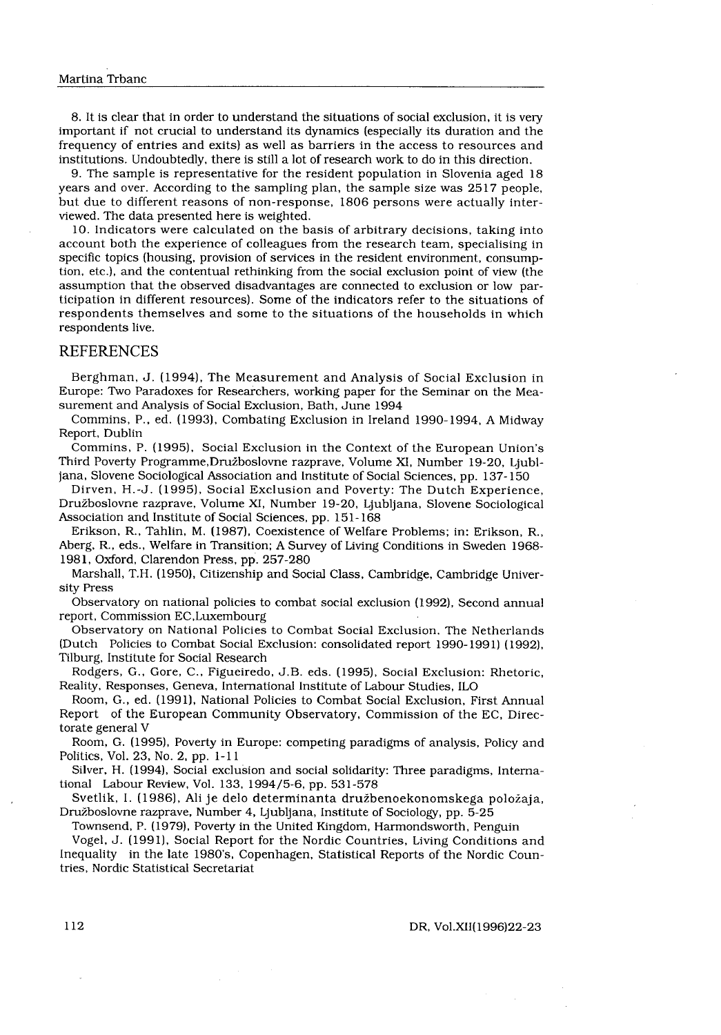8. It is clear that in order to understand the situations of social exclusion, it is very important if not crucial to understand its dynamics (especially its duration and the frequency of entries and exits) as well as barriers in the access to resources and institutions. Undoubtedly, there is still a lot of research work to do in this direction.

9. The sample is representative for the resident population in Slovenia aged 18 years and over. According to the sampling plan, the sample size was 2517 people, but due to different reasons of non-response, 1806 persons were actually interviewed. The data presented here is weighted.

10. Indicators were calculated on the basis of arbitrary decisions, taking into account both the experience of colleagues from the research team, specialising in specific topics (housing, provision of services in the resident environment, consumption, etc.), and the contentual rethinking from the social exclusion point of view (the assumption that the observed disadvantages are connected to exclusion or low participation in different resources). Some of the indicators refer to the situations of respondents themselves and some to the situations of the households in which respondents live.

## REFERENCES

Berghman, J. (1994), The Measurement and Analysis of Social Exclusion in Europe: Two Paradoxes for Researchers, working paper for the Seminar on the Measurement and Analysis of Social Exclusion, Bath, June 1994

Commins, P., ed. (1993), Combating Exclusion in Ireland 1990-1994, A Midway Report, Dublin

Commins, P. (1995), Social Exclusion in the Context of the European Union's Third Poverty Programme,Družboslovne razprave, Volume XI, Number 19-20, Ljubljana, Slovene Sociological Association and Institute of Social Sciences, pp. 137-150

Dirven, H.-J. (1995), Social Exclusion and Poverty: The Dutch Experience, Družboslovne razprave, Volume XI, Number 19-20, Ljubljana, Slovene Sociological Association and Institute of Social Sciences, pp. 151-168

Erikson, R., Tahlin, M. (1987), Coexistence of Welfare Problems; in: Erikson, R., Aberg, R., eds., Welfare in Transition; A Survey of Living Conditions in Sweden 1968-1981, Oxford, Clarendon Press, pp. 257-280

Marshall, T.H. (1950), Citizenship and Social Class, Cambridge, Cambridge University Press

Observatory on national policies to combat social exclusion (1992), Second annual report, Commission EC,Luxembourg

Observatory on National Policies to Combat Social Exclusion. The Netherlands (Dutch Policies to Combat Social Exclusion: consolidated report 1990-1991) (1992), Tilburg, Institute for Social Research

Rodgers, G., Gore, C., Figueiredo, J.B. eds. (1995), Social Exclusion: Rhetoric, Reality, Responses, Geneva, International Institute of Labour Studies, ILO

Room, G., ed. (1991), National Policies to Combat Social Exclusion, First Annual Report of the European Community Observatory, Commission of the EC, Directorate general V

Room, G. (1995), Poverty in Europe: competing paradigms of analysis, Policy and Politics, Vol. 23, No. 2, pp. 1-11

Silver, H. (1994), Social exclusion and social solidarity: Three paradigms, International Labour Review, Vol. 133, 1994/5-6, pp. 531-578

Svetlik, I. (1986), Ali je delo determinanta družbenoekonomskega položaja, Družboslovne razprave, Number 4, Ljubljana, Institute of Sociology, pp. 5-25

Townsend, P. (1979), Poverty in the United Kingdom, Harmondsworth, Penguin

Vogel, J. (1991), Social Report for the Nordic Countries, Living Conditions and Inequality in the late 1980's, Copenhagen, Statistical Reports of the Nordic Countries, Nordic Statistical Secretariat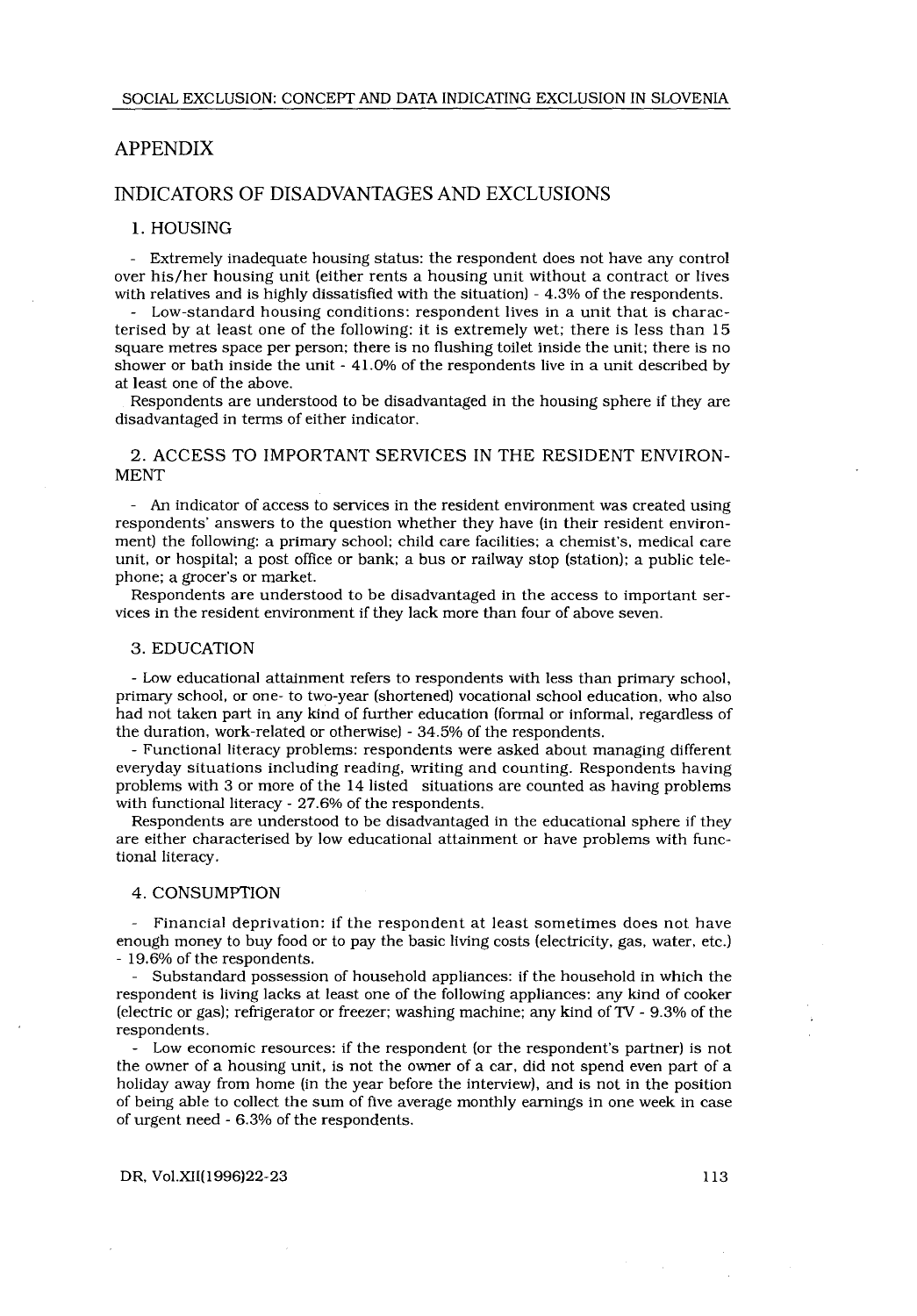## APPENDIX

## INDICATORS OF DISADVANTAGES AND EXCLUSIONS

### 1. HOUSING

- Extremely inadequate housing status: the respondent does not have any control over his/her housing unit (either rents a housing unit without a contract or lives with relatives and is highly dissatisfied with the situation) - 4.3% of the respondents.
- Low-standard housing conditions: respondent lives in a unit that is characterised by at least one of the following: it is extremely wet; there is less than 15 square metres space per person; there is no flushing toilet inside the unit; there is no shower or bath inside the unit - 41.0% of the respondents live in a unit described by at least one of the above.

Respondents are understood to be disadvantaged in the housing sphere if they are disadvantaged in terms of either indicator.

### 2. ACCESS TO IMPORTANT SERVICES IN THE RESIDENT ENVIRONMENT

- An indicator of access to services in the resident environment was created using respondents' answers to the question whether they have (in their resident environment) the following: a primary school; child care facilities; a chemist's, medical care unit, or hospital; a post office or bank; a bus or railway stop (station); a public telephone; a grocer's or market.

Respondents are understood to be disadvantaged in the access to important services in the resident environment if they lack more than four of above seven.

### 3. EDUCATION

- Low educational attainment refers to respondents with less than primary school, primary school, or one- to two-year (shortened) vocational school education, who also had not taken part in any kind of further education (formal or informal, regardless of the duration, work-related or otherwise) - 34.5% of the respondents.
- Functional literacy problems: respondents were asked about managing different everyday situations including reading, writing and counting. Respondents having problems with 3 or more of the 14 listed situations are counted as having problems with functional literacy - 27.6% of the respondents.

Respondents are understood to be disadvantaged in the educational sphere if they are either characterised by low educational attainment or have problems with functional literacy.

### 4. CONSUMPTION

- Financial deprivation: if the respondent at least sometimes does not have enough money to buy food or to pay the basic living costs (electricity, gas, water, etc.) - 19.6% of the respondents.
- Substandard possession of household appliances: if the household in which the respondent is living lacks at least one of the following appliances: any kind of cooker (electric or gas); refrigerator or freezer; washing machine; any kind of TV - 9.3% of the respondents.
- Low economic resources: if the respondent (or the respondent's partner) is not the owner of a housing unit, is not the owner of a car, did not spend even part of a holiday away from home (in the year before the interview), and is not in the position of being able to collect the sum of five average monthly earnings in one week in case of urgent need - 6.3% of the respondents.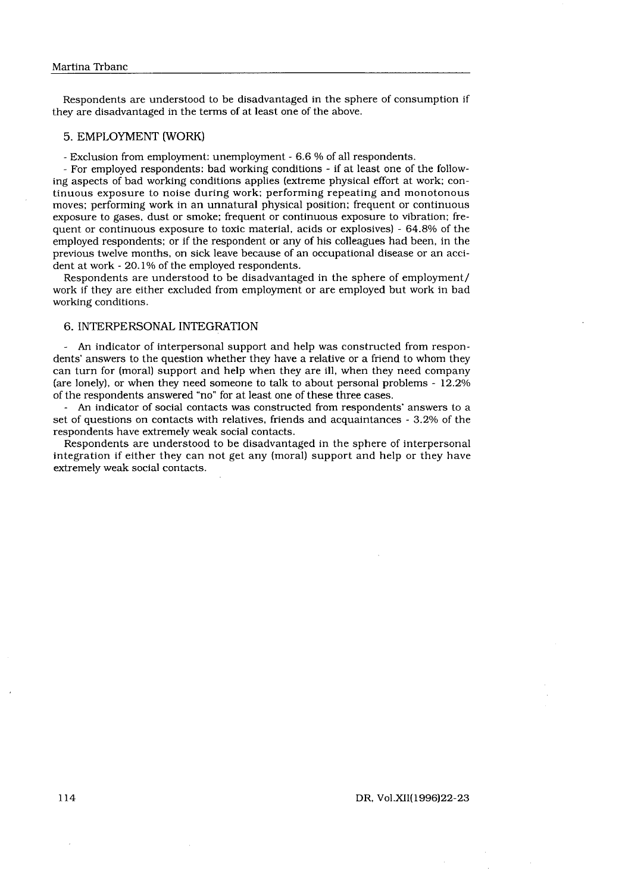Respondents are understood to be disadvantaged in the sphere of consumption if they are disadvantaged in the terms of at least one of the above.

## 5. EMPLOYMENT (WORK)

- Exclusion from employment: unemployment - 6.6 % of all respondents.
- For employed respondents: bad working conditions - if at least one of the following aspects of bad working conditions applies (extreme physical effort at work; continuous exposure to noise during work; performing repeating and monotonous moves; performing work in an unnatural physical position; frequent or continuous exposure to gases, dust or smoke; frequent or continuous exposure to vibration; frequent or continuous exposure to toxic material, acids or explosives) - 64.8% of the employed respondents; or if the respondent or any of his colleagues had been, in the previous twelve months, on sick leave because of an occupational disease or an accident at work - 20.1% of the employed respondents.

Respondents are understood to be disadvantaged in the sphere of employment/ work if they are either excluded from employment or are employed but work in bad working conditions.

## 6. INTERPERSONAL INTEGRATION

- An indicator of interpersonal support and help was constructed from respondents' answers to the question whether they have a relative or a friend to whom they can turn for (moral) support and help when they are ill, when they need company (are lonely), or when they need someone to talk to about personal problems - 12.2% of the respondents answered "no" for at least one of these three cases.
- An indicator of social contacts was constructed from respondents' answers to a set of questions on contacts with relatives, friends and acquaintances - 3.2% of the respondents have extremely weak social contacts.

Respondents are understood to be disadvantaged in the sphere of interpersonal integration if either they can not get any (moral) support and help or they have extremely weak social contacts.